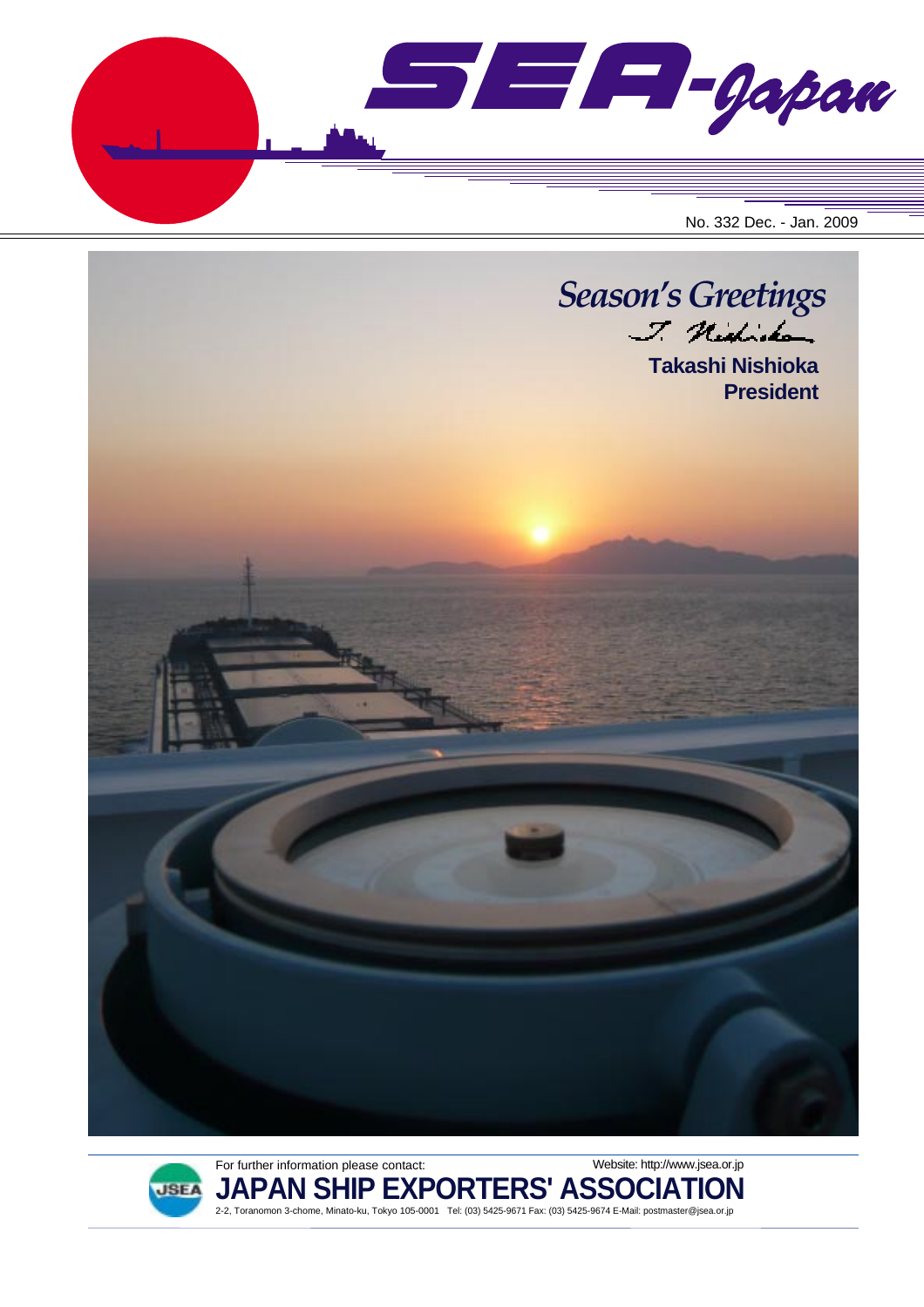# SEA-Japan

No. 332 Dec. - Jan. 2009

## *Season's Greetings*

T. Nishioka

**Takashi Nishioka**
**President**

For further information please contact:

Website: http://www.jsea.or.jp

**JAPAN SHIP EXPORTERS' ASSOCIATION**

2-2, Toranomon 3-chome, Minato-ku, Tokyo 105-0001 Tel: (03) 5425-9671 Fax: (03) 5425-9674 E-Mail: postmaster@jsea.or.jp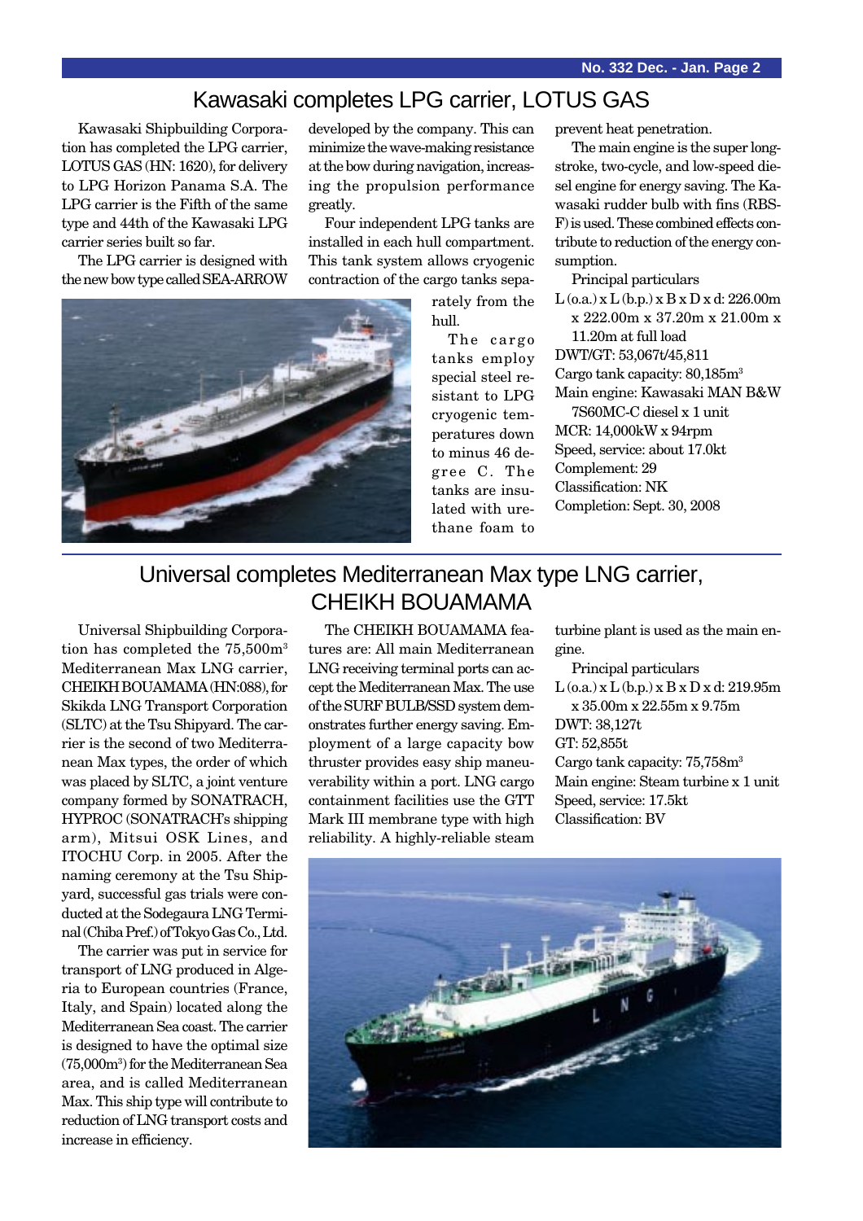## Kawasaki completes LPG carrier, LOTUS GAS

Kawasaki Shipbuilding Corporation has completed the LPG carrier, LOTUS GAS (HN: 1620), for delivery to LPG Horizon Panama S.A. The LPG carrier is the Fifth of the same type and 44th of the Kawasaki LPG carrier series built so far.

The LPG carrier is designed with the new bow type called SEA-ARROW developed by the company. This can minimize the wave-making resistance at the bow during navigation, increasing the propulsion performance greatly.

Four independent LPG tanks are installed in each hull compartment. This tank system allows cryogenic contraction of the cargo tanks separately from the hull.

The cargo tanks employ special steel resistant to LPG cryogenic temperatures down to minus 46 degree C. The tanks are insulated with urethane foam to prevent heat penetration.

The main engine is the super long-stroke, two-cycle, and low-speed diesel engine for energy saving. The Kawasaki rudder bulb with fins (RBS-F) is used. These combined effects contribute to reduction of the energy consumption.

Principal particulars

L (o.a.) x L (b.p.) x B x D x d: 226.00m x 222.00m x 37.20m x 21.00m x 11.20m at full load
DWT/GT: 53,067t/45,811
Cargo tank capacity: 80,185m$^3$
Main engine: Kawasaki MAN B&W 7S60MC-C diesel x 1 unit
MCR: 14,000kW x 94rpm
Speed, service: about 17.0kt
Complement: 29
Classification: NK
Completion: Sept. 30, 2008

## Universal completes Mediterranean Max type LNG carrier, CHEIKH BOUAMAMA

Universal Shipbuilding Corporation has completed the 75,500m$^3$ Mediterranean Max LNG carrier, CHEIKH BOUAMAMA (HN:088), for Skikda LNG Transport Corporation (SLTC) at the Tsu Shipyard. The carrier is the second of two Mediterranean Max types, the order of which was placed by SLTC, a joint venture company formed by SONATRACH, HYPROC (SONATRACH's shipping arm), Mitsui OSK Lines, and ITOCHU Corp. in 2005. After the naming ceremony at the Tsu Shipyard, successful gas trials were conducted at the Sodegaura LNG Terminal (Chiba Pref.) of Tokyo Gas Co., Ltd.

The carrier was put in service for transport of LNG produced in Algeria to European countries (France, Italy, and Spain) located along the Mediterranean Sea coast. The carrier is designed to have the optimal size (75,000m$^3$) for the Mediterranean Sea area, and is called Mediterranean Max. This ship type will contribute to reduction of LNG transport costs and increase in efficiency.

The CHEIKH BOUAMAMA features are: All main Mediterranean LNG receiving terminal ports can accept the Mediterranean Max. The use of the SURF BULB/SSD system demonstrates further energy saving. Employment of a large capacity bow thruster provides easy ship maneuverability within a port. LNG cargo containment facilities use the GTT Mark III membrane type with high reliability. A highly-reliable steam turbine plant is used as the main engine.

Principal particulars

L (o.a.) x L (b.p.) x B x D x d: 219.95m x 35.00m x 22.55m x 9.75m
DWT: 38,127t
GT: 52,855t
Cargo tank capacity: 75,758m$^3$
Main engine: Steam turbine x 1 unit
Speed, service: 17.5kt
Classification: BV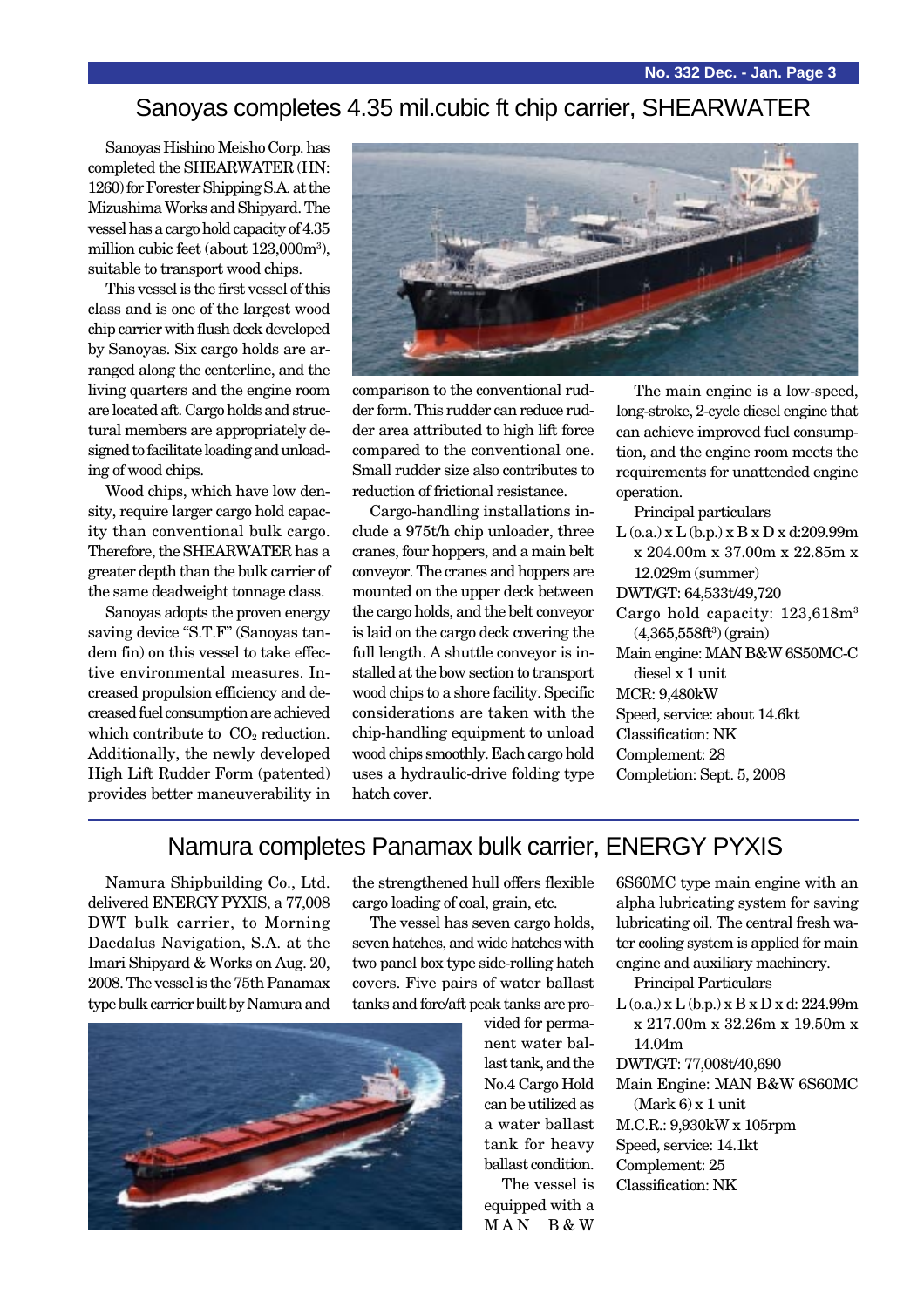## Sanoyas completes 4.35 mil.cubic ft chip carrier, SHEARWATER

Sanoyas Hishino Meisho Corp. has completed the SHEARWATER (HN: 1260) for Forester Shipping S.A. at the Mizushima Works and Shipyard. The vessel has a cargo hold capacity of 4.35 million cubic feet (about 123,000m$^3$), suitable to transport wood chips.

This vessel is the first vessel of this class and is one of the largest wood chip carrier with flush deck developed by Sanoyas. Six cargo holds are arranged along the centerline, and the living quarters and the engine room are located aft. Cargo holds and structural members are appropriately designed to facilitate loading and unloading of wood chips.

Wood chips, which have low density, require larger cargo hold capacity than conventional bulk cargo. Therefore, the SHEARWATER has a greater depth than the bulk carrier of the same deadweight tonnage class.

Sanoyas adopts the proven energy saving device "S.T.F" (Sanoyas tandem fin) on this vessel to take effective environmental measures. Increased propulsion efficiency and decreased fuel consumption are achieved which contribute to $CO_2$ reduction. Additionally, the newly developed High Lift Rudder Form (patented) provides better maneuverability in comparison to the conventional rudder form. This rudder can reduce rudder area attributed to high lift force compared to the conventional one. Small rudder size also contributes to reduction of frictional resistance.

Cargo-handling installations include a 975t/h chip unloader, three cranes, four hoppers, and a main belt conveyor. The cranes and hoppers are mounted on the upper deck between the cargo holds, and the belt conveyor is laid on the cargo deck covering the full length. A shuttle conveyor is installed at the bow section to transport wood chips to a shore facility. Specific considerations are taken with the chip-handling equipment to unload wood chips smoothly. Each cargo hold uses a hydraulic-drive folding type hatch cover.

The main engine is a low-speed, long-stroke, 2-cycle diesel engine that can achieve improved fuel consumption, and the engine room meets the requirements for unattended engine operation.

Principal particulars

L (o.a.) x L (b.p.) x B x D x d: 209.99m x 204.00m x 37.00m x 22.85m x 12.029m (summer)
DWT/GT: 64,533t/49,720
Cargo hold capacity: 123,618m$^3$ (4,365,558ft$^3$) (grain)
Main engine: MAN B&W 6S50MC-C diesel x 1 unit
MCR: 9,480kW
Speed, service: about 14.6kt
Classification: NK
Complement: 28
Completion: Sept. 5, 2008

## Namura completes Panamax bulk carrier, ENERGY PYXIS

Namura Shipbuilding Co., Ltd. delivered ENERGY PYXIS, a 77,008 DWT bulk carrier, to Morning Daedalus Navigation, S.A. at the Imari Shipyard & Works on Aug. 20, 2008. The vessel is the 75th Panamax type bulk carrier built by Namura and the strengthened hull offers flexible cargo loading of coal, grain, etc.

The vessel has seven cargo holds, seven hatches, and wide hatches with two panel box type side-rolling hatch covers. Five pairs of water ballast tanks and fore/aft peak tanks are provided for permanent water ballast tank, and the No.4 Cargo Hold can be utilized as a water ballast tank for heavy ballast condition.

The vessel is equipped with a MAN B&W 6S60MC type main engine with an alpha lubricating system for saving lubricating oil. The central fresh water cooling system is applied for main engine and auxiliary machinery.

Principal Particulars

L (o.a.) x L (b.p.) x B x D x d: 224.99m x 217.00m x 32.26m x 19.50m x 14.04m
DWT/GT: 77,008t/40,690
Main Engine: MAN B&W 6S60MC (Mark 6) x 1 unit
M.C.R.: 9,930kW x 105rpm
Speed, service: 14.1kt
Complement: 25
Classification: NK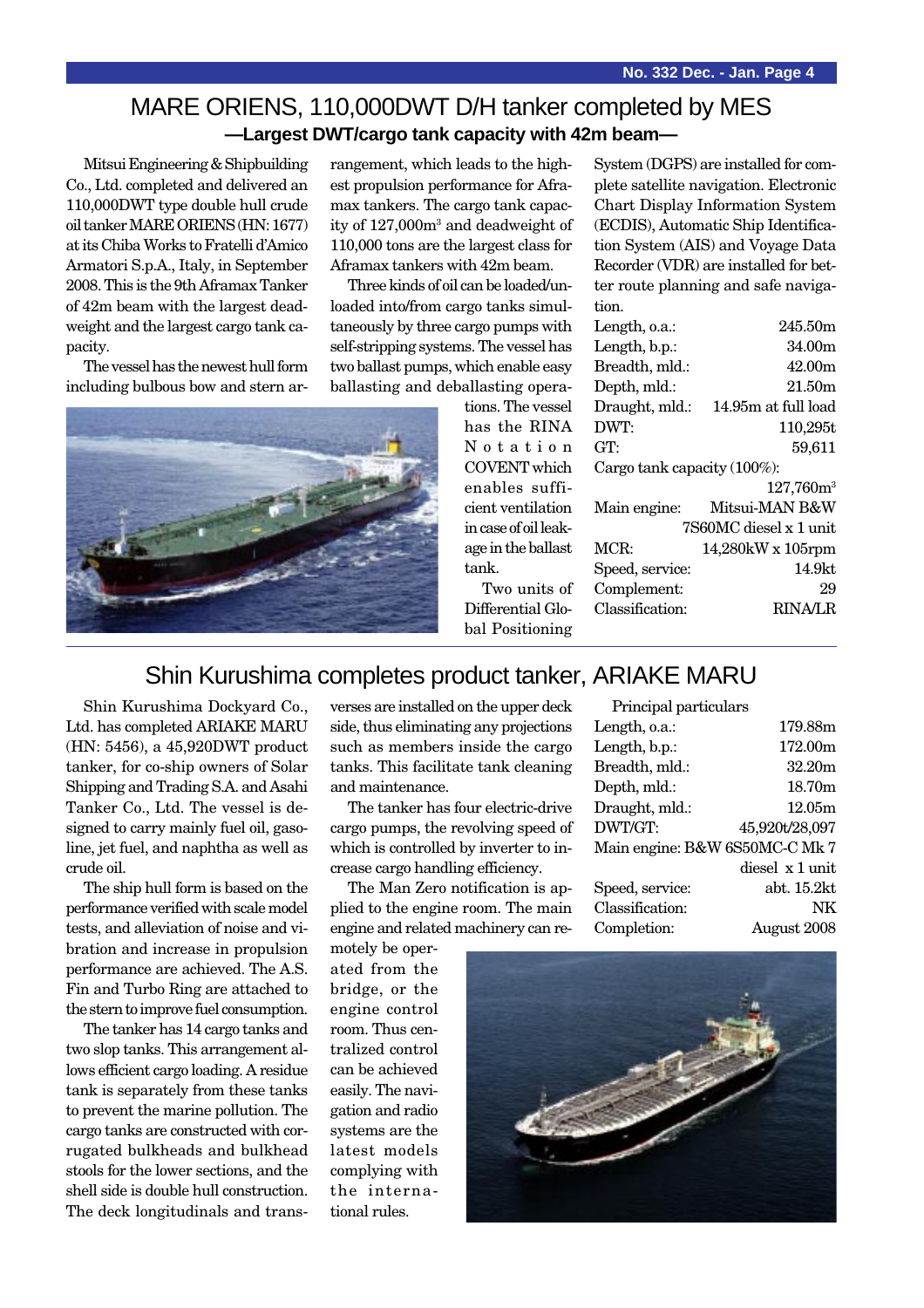# MARE ORIENS, 110,000DWT D/H tanker completed by MES

**—Largest DWT/cargo tank capacity with 42m beam—**

Mitsui Engineering & Shipbuilding Co., Ltd. completed and delivered an 110,000DWT type double hull crude oil tanker MARE ORIENS (HN: 1677) at its Chiba Works to Fratelli d'Amico Armatori S.p.A., Italy, in September 2008. This is the 9th Aframax Tanker of 42m beam with the largest deadweight and the largest cargo tank capacity.

The vessel has the newest hull form including bulbous bow and stern arrangement, which leads to the highest propulsion performance for Aframax tankers. The cargo tank capacity of 127,000m³ and deadweight of 110,000 tons are the largest class for Aframax tankers with 42m beam.

Three kinds of oil can be loaded/unloaded into/from cargo tanks simultaneously by three cargo pumps with self-stripping systems. The vessel has two ballast pumps, which enable easy ballasting and deballasting operations. The vessel has the RINA Notation COVENT which enables sufficient ventilation in case of oil leakage in the ballast tank.

Two units of Differential Global Positioning System (DGPS) are installed for complete satellite navigation. Electronic Chart Display Information System (ECDIS), Automatic Ship Identification System (AIS) and Voyage Data Recorder (VDR) are installed for better route planning and safe navigation.

| | |
|---|---|
| Length, o.a.: | 245.50m |
| Length, b.p.: | 34.00m |
| Breadth, mld.: | 42.00m |
| Depth, mld.: | 21.50m |
| Draught, mld.: | 14.95m at full load |
| DWT: | 110,295t |
| GT: | 59,611 |
| Cargo tank capacity (100%): | 127,760m³ |
| Main engine: | Mitsui-MAN B&W 7S60MC diesel x 1 unit |
| MCR: | 14,280kW x 105rpm |
| Speed, service: | 14.9kt |
| Complement: | 29 |
| Classification: | RINA/LR |

# Shin Kurushima completes product tanker, ARIAKE MARU

Shin Kurushima Dockyard Co., Ltd. has completed ARIAKE MARU (HN: 5456), a 45,920DWT product tanker, for co-ship owners of Solar Shipping and Trading S.A. and Asahi Tanker Co., Ltd. The vessel is designed to carry mainly fuel oil, gasoline, jet fuel, and naphtha as well as crude oil.

The ship hull form is based on the performance verified with scale model tests, and alleviation of noise and vibration and increase in propulsion performance are achieved. The A.S. Fin and Turbo Ring are attached to the stern to improve fuel consumption.

The tanker has 14 cargo tanks and two slop tanks. This arrangement allows efficient cargo loading. A residue tank is separately from these tanks to prevent the marine pollution. The cargo tanks are constructed with corrugated bulkheads and bulkhead stools for the lower sections, and the shell side is double hull construction. The deck longitudinals and transverses are installed on the upper deck side, thus eliminating any projections such as members inside the cargo tanks. This facilitate tank cleaning and maintenance.

The tanker has four electric-drive cargo pumps, the revolving speed of which is controlled by inverter to increase cargo handling efficiency.

The Man Zero notification is applied to the engine room. The main engine and related machinery can remotely be operated from the bridge, or the engine control room. Thus centralized control can be achieved easily. The navigation and radio systems are the latest models complying with the international rules.

Principal particulars

| | |
|---|---|
| Length, o.a.: | 179.88m |
| Length, b.p.: | 172.00m |
| Breadth, mld.: | 32.20m |
| Depth, mld.: | 18.70m |
| Draught, mld.: | 12.05m |
| DWT/GT: | 45,920t/28,097 |
| Main engine: | B&W 6S50MC-C Mk 7 diesel x 1 unit |
| Speed, service: | abt. 15.2kt |
| Classification: | NK |
| Completion: | August 2008 |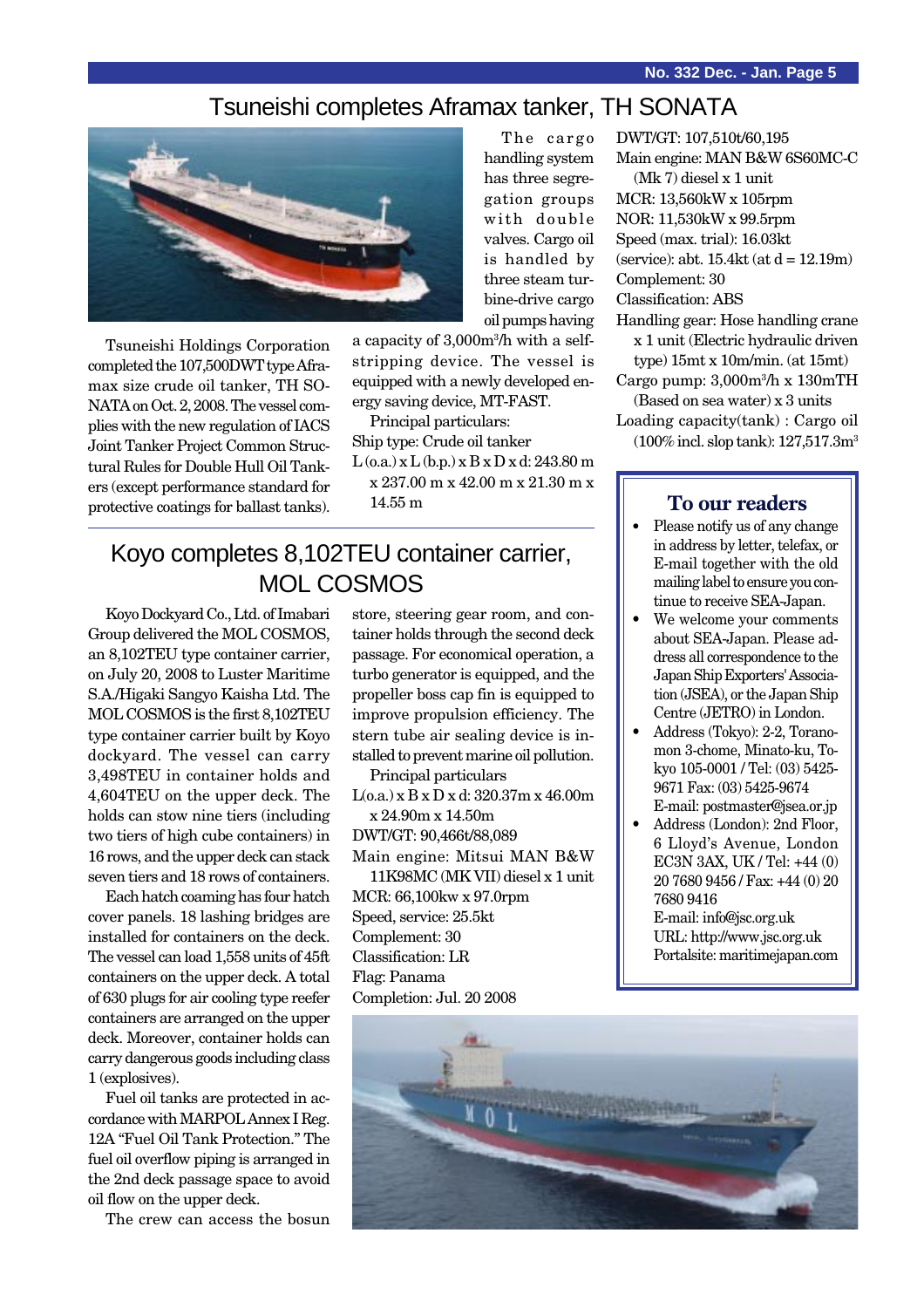# Tsuneishi completes Aframax tanker, TH SONATA

Tsuneishi Holdings Corporation completed the 107,500DWT type Aframax size crude oil tanker, TH SONATA on Oct. 2, 2008. The vessel complies with the new regulation of IACS Joint Tanker Project Common Structural Rules for Double Hull Oil Tankers (except performance standard for protective coatings for ballast tanks).

The cargo handling system has three segregation groups with double valves. Cargo oil is handled by three steam turbine-drive cargo oil pumps having a capacity of 3,000m³/h with a self-stripping device. The vessel is equipped with a newly developed energy saving device, MT-FAST.

Principal particulars:

Ship type: Crude oil tanker

L (o.a.) x L (b.p.) x B x D x d: 243.80 m x 237.00 m x 42.00 m x 21.30 m x 14.55 m

DWT/GT: 107,510t/60,195

Main engine: MAN B&W 6S60MC-C (Mk 7) diesel x 1 unit

MCR: 13,560kW x 105rpm

NOR: 11,530kW x 99.5rpm

Speed (max. trial): 16.03kt

(service): abt. 15.4kt (at d = 12.19m)

Complement: 30

Classification: ABS

Handling gear: Hose handling crane x 1 unit (Electric hydraulic driven type) 15mt x 10m/min. (at 15mt)

Cargo pump: 3,000m³/h x 130mTH (Based on sea water) x 3 units

Loading capacity(tank) : Cargo oil (100% incl. slop tank): 127,517.3m³

# Koyo completes 8,102TEU container carrier, MOL COSMOS

Koyo Dockyard Co., Ltd. of Imabari Group delivered the MOL COSMOS, an 8,102TEU type container carrier, on July 20, 2008 to Luster Maritime S.A./Higaki Sangyo Kaisha Ltd. The MOL COSMOS is the first 8,102TEU type container carrier built by Koyo dockyard. The vessel can carry 3,498TEU in container holds and 4,604TEU on the upper deck. The holds can stow nine tiers (including two tiers of high cube containers) in 16 rows, and the upper deck can stack seven tiers and 18 rows of containers.

Each hatch coaming has four hatch cover panels. 18 lashing bridges are installed for containers on the deck. The vessel can load 1,558 units of 45ft containers on the upper deck. A total of 630 plugs for air cooling type reefer containers are arranged on the upper deck. Moreover, container holds can carry dangerous goods including class 1 (explosives).

Fuel oil tanks are protected in accordance with MARPOL Annex I Reg. 12A "Fuel Oil Tank Protection." The fuel oil overflow piping is arranged in the 2nd deck passage space to avoid oil flow on the upper deck.

The crew can access the bosun store, steering gear room, and container holds through the second deck passage. For economical operation, a turbo generator is equipped, and the propeller boss cap fin is equipped to improve propulsion efficiency. The stern tube air sealing device is installed to prevent marine oil pollution.

Principal particulars

L(o.a.) x B x D x d: 320.37m x 46.00m x 24.90m x 14.50m

DWT/GT: 90,466t/88,089

Main engine: Mitsui MAN B&W 11K98MC (MK VII) diesel x 1 unit

MCR: 66,100kw x 97.0rpm

Speed, service: 25.5kt

Complement: 30

Classification: LR

Flag: Panama

Completion: Jul. 20 2008

## To our readers

- Please notify us of any change in address by letter, telefax, or E-mail together with the old mailing label to ensure you continue to receive SEA-Japan.
- We welcome your comments about SEA-Japan. Please address all correspondence to the Japan Ship Exporters' Association (JSEA), or the Japan Ship Centre (JETRO) in London.
- Address (Tokyo): 2-2, Toranomon 3-chome, Minato-ku, Tokyo 105-0001 / Tel: (03) 5425-9671 Fax: (03) 5425-9674
  E-mail: postmaster@jsea.or.jp
- Address (London): 2nd Floor, 6 Lloyd's Avenue, London EC3N 3AX, UK / Tel: +44 (0) 20 7680 9456 / Fax: +44 (0) 20 7680 9416
  E-mail: info@jsc.org.uk
  URL: http://www.jsc.org.uk
  Portalsite: maritimejapan.com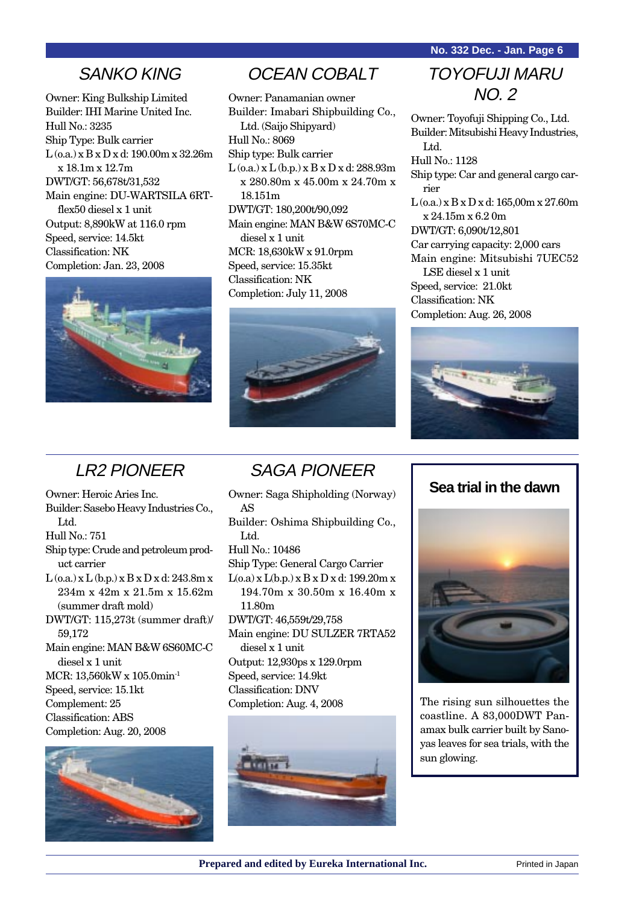## SANKO KING

Owner: King Bulkship Limited
Builder: IHI Marine United Inc.
Hull No.: 3235
Ship Type: Bulk carrier
L (o.a.) x B x D x d: 190.00m x 32.26m x 18.1m x 12.7m
DWT/GT: 56,678t/31,532
Main engine: DU-WARTSILA 6RT-flex50 diesel x 1 unit
Output: 8,890kW at 116.0 rpm
Speed, service: 14.5kt
Classification: NK
Completion: Jan. 23, 2008

## OCEAN COBALT

Owner: Panamanian owner
Builder: Imabari Shipbuilding Co., Ltd. (Saijo Shipyard)
Hull No.: 8069
Ship type: Bulk carrier
L (o.a.) x L (b.p.) x B x D x d: 288.93m x 280.80m x 45.00m x 24.70m x 18.151m
DWT/GT: 180,200t/90,092
Main engine: MAN B&W 6S70MC-C diesel x 1 unit
MCR: 18,630kW x 91.0rpm
Speed, service: 15.35kt
Classification: NK
Completion: July 11, 2008

## TOYOFUJI MARU NO. 2

Owner: Toyofuji Shipping Co., Ltd.
Builder: Mitsubishi Heavy Industries, Ltd.
Hull No.: 1128
Ship type: Car and general cargo carrier
L (o.a.) x B x D x d: 165,00m x 27.60m x 24.15m x 6.2 0m
DWT/GT: 6,090t/12,801
Car carrying capacity: 2,000 cars
Main engine: Mitsubishi 7UEC52 LSE diesel x 1 unit
Speed, service: 21.0kt
Classification: NK
Completion: Aug. 26, 2008

## LR2 PIONEER

Owner: Heroic Aries Inc.
Builder: Sasebo Heavy Industries Co., Ltd.
Hull No.: 751
Ship type: Crude and petroleum product carrier
L (o.a.) x L (b.p.) x B x D x d: 243.8m x 234m x 42m x 21.5m x 15.62m (summer draft mold)
DWT/GT: 115,273t (summer draft)/ 59,172
Main engine: MAN B&W 6S60MC-C diesel x 1 unit
MCR: 13,560kW x 105.0min$^{-1}$
Speed, service: 15.1kt
Complement: 25
Classification: ABS
Completion: Aug. 20, 2008

## SAGA PIONEER

Owner: Saga Shipholding (Norway) AS
Builder: Oshima Shipbuilding Co., Ltd.
Hull No.: 10486
Ship Type: General Cargo Carrier
L(o.a) x L(b.p.) x B x D x d: 199.20m x 194.70m x 30.50m x 16.40m x 11.80m
DWT/GT: 46,559t/29,758
Main engine: DU SULZER 7RTA52 diesel x 1 unit
Output: 12,930ps x 129.0rpm
Speed, service: 14.9kt
Classification: DNV
Completion: Aug. 4, 2008

### Sea trial in the dawn

The rising sun silhouettes the coastline. A 83,000DWT Panamax bulk carrier built by Sanoyas leaves for sea trials, with the sun glowing.

**Prepared and edited by Eureka International Inc.**

Printed in Japan